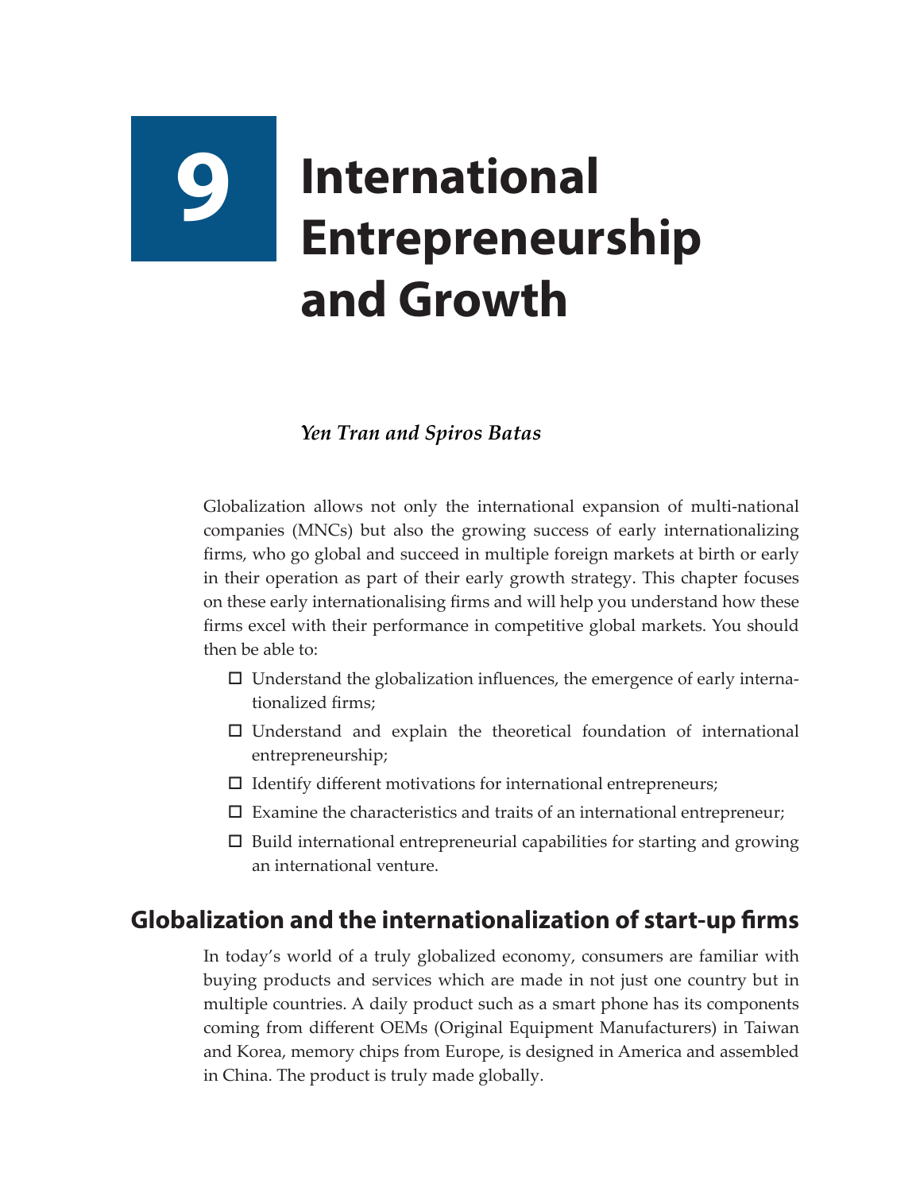# 9 International Entrepreneurship and Growth

***Yen Tran and Spiros Batas***

Globalization allows not only the international expansion of multi-national companies (MNCs) but also the growing success of early internationalizing firms, who go global and succeed in multiple foreign markets at birth or early in their operation as part of their early growth strategy. This chapter focuses on these early internationalising firms and will help you understand how these firms excel with their performance in competitive global markets. You should then be able to:

- ☐ Understand the globalization influences, the emergence of early internationalized firms;
- ☐ Understand and explain the theoretical foundation of international entrepreneurship;
- ☐ Identify different motivations for international entrepreneurs;
- ☐ Examine the characteristics and traits of an international entrepreneur;
- ☐ Build international entrepreneurial capabilities for starting and growing an international venture.

## Globalization and the internationalization of start-up firms

In today's world of a truly globalized economy, consumers are familiar with buying products and services which are made in not just one country but in multiple countries. A daily product such as a smart phone has its components coming from different OEMs (Original Equipment Manufacturers) in Taiwan and Korea, memory chips from Europe, is designed in America and assembled in China. The product is truly made globally.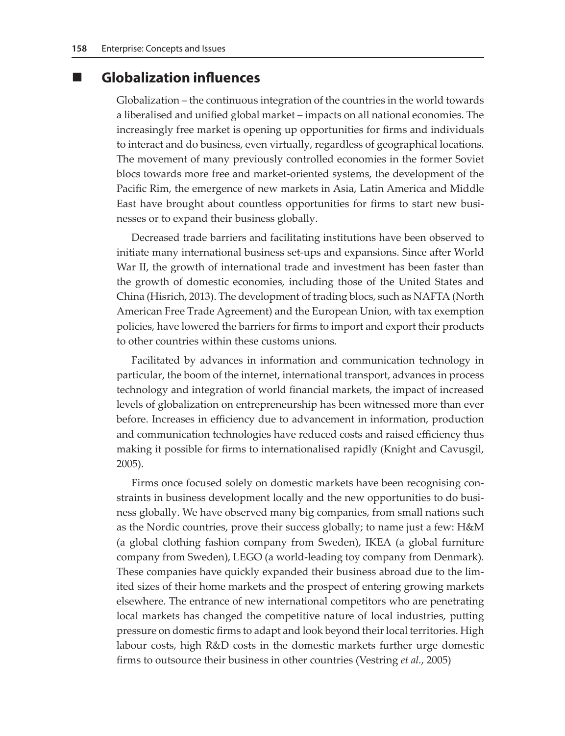## Globalization influences

Globalization – the continuous integration of the countries in the world towards a liberalised and unified global market – impacts on all national economies. The increasingly free market is opening up opportunities for firms and individuals to interact and do business, even virtually, regardless of geographical locations. The movement of many previously controlled economies in the former Soviet blocs towards more free and market-oriented systems, the development of the Pacific Rim, the emergence of new markets in Asia, Latin America and Middle East have brought about countless opportunities for firms to start new businesses or to expand their business globally.

Decreased trade barriers and facilitating institutions have been observed to initiate many international business set-ups and expansions. Since after World War II, the growth of international trade and investment has been faster than the growth of domestic economies, including those of the United States and China (Hisrich, 2013). The development of trading blocs, such as NAFTA (North American Free Trade Agreement) and the European Union, with tax exemption policies, have lowered the barriers for firms to import and export their products to other countries within these customs unions.

Facilitated by advances in information and communication technology in particular, the boom of the internet, international transport, advances in process technology and integration of world financial markets, the impact of increased levels of globalization on entrepreneurship has been witnessed more than ever before. Increases in efficiency due to advancement in information, production and communication technologies have reduced costs and raised efficiency thus making it possible for firms to internationalised rapidly (Knight and Cavusgil, 2005).

Firms once focused solely on domestic markets have been recognising constraints in business development locally and the new opportunities to do business globally. We have observed many big companies, from small nations such as the Nordic countries, prove their success globally; to name just a few: H&M (a global clothing fashion company from Sweden), IKEA (a global furniture company from Sweden), LEGO (a world-leading toy company from Denmark). These companies have quickly expanded their business abroad due to the limited sizes of their home markets and the prospect of entering growing markets elsewhere. The entrance of new international competitors who are penetrating local markets has changed the competitive nature of local industries, putting pressure on domestic firms to adapt and look beyond their local territories. High labour costs, high R&D costs in the domestic markets further urge domestic firms to outsource their business in other countries (Vestring *et al.*, 2005)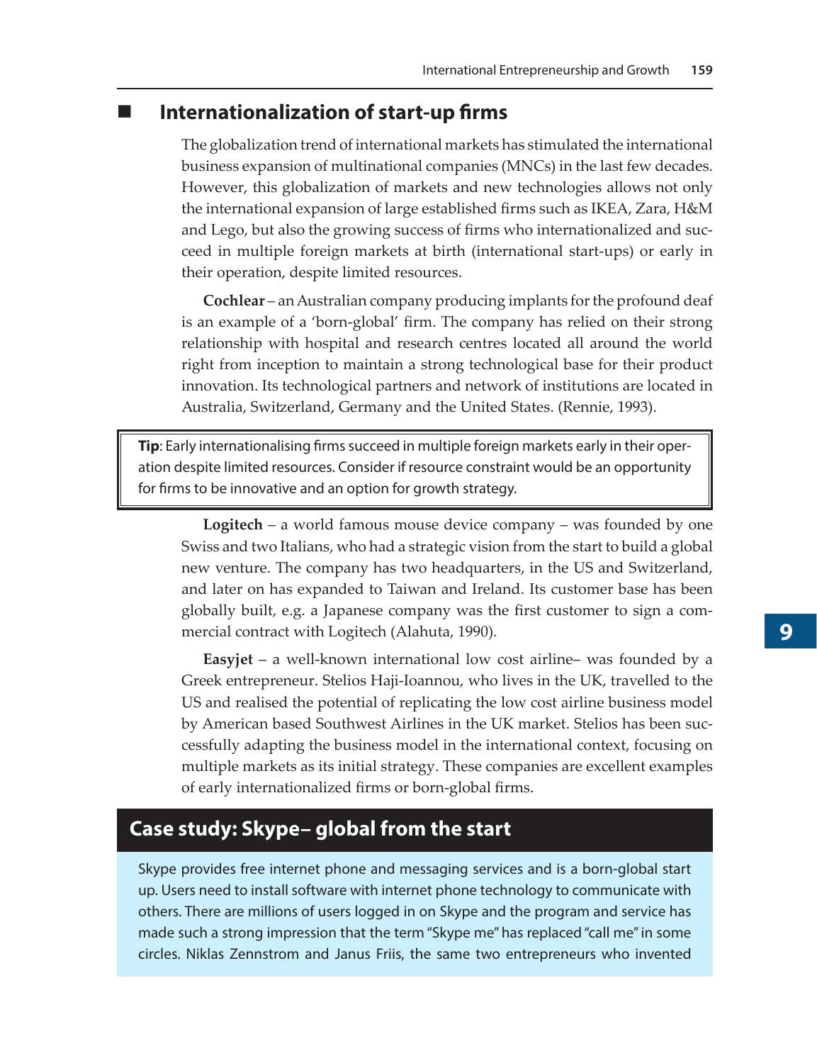## Internationalization of start-up firms

The globalization trend of international markets has stimulated the international business expansion of multinational companies (MNCs) in the last few decades. However, this globalization of markets and new technologies allows not only the international expansion of large established firms such as IKEA, Zara, H&M and Lego, but also the growing success of firms who internationalized and succeed in multiple foreign markets at birth (international start-ups) or early in their operation, despite limited resources.

**Cochlear** – an Australian company producing implants for the profound deaf is an example of a 'born-global' firm. The company has relied on their strong relationship with hospital and research centres located all around the world right from inception to maintain a strong technological base for their product innovation. Its technological partners and network of institutions are located in Australia, Switzerland, Germany and the United States. (Rennie, 1993).

> **Tip**: Early internationalising firms succeed in multiple foreign markets early in their operation despite limited resources. Consider if resource constraint would be an opportunity for firms to be innovative and an option for growth strategy.

**Logitech** – a world famous mouse device company – was founded by one Swiss and two Italians, who had a strategic vision from the start to build a global new venture. The company has two headquarters, in the US and Switzerland, and later on has expanded to Taiwan and Ireland. Its customer base has been globally built, e.g. a Japanese company was the first customer to sign a commercial contract with Logitech (Alahuta, 1990).

**Easyjet** – a well-known international low cost airline– was founded by a Greek entrepreneur. Stelios Haji-Ioannou, who lives in the UK, travelled to the US and realised the potential of replicating the low cost airline business model by American based Southwest Airlines in the UK market. Stelios has been successfully adapting the business model in the international context, focusing on multiple markets as its initial strategy. These companies are excellent examples of early internationalized firms or born-global firms.

### Case study: Skype– global from the start

Skype provides free internet phone and messaging services and is a born-global start up. Users need to install software with internet phone technology to communicate with others. There are millions of users logged in on Skype and the program and service has made such a strong impression that the term "Skype me" has replaced "call me" in some circles. Niklas Zennstrom and Janus Friis, the same two entrepreneurs who invented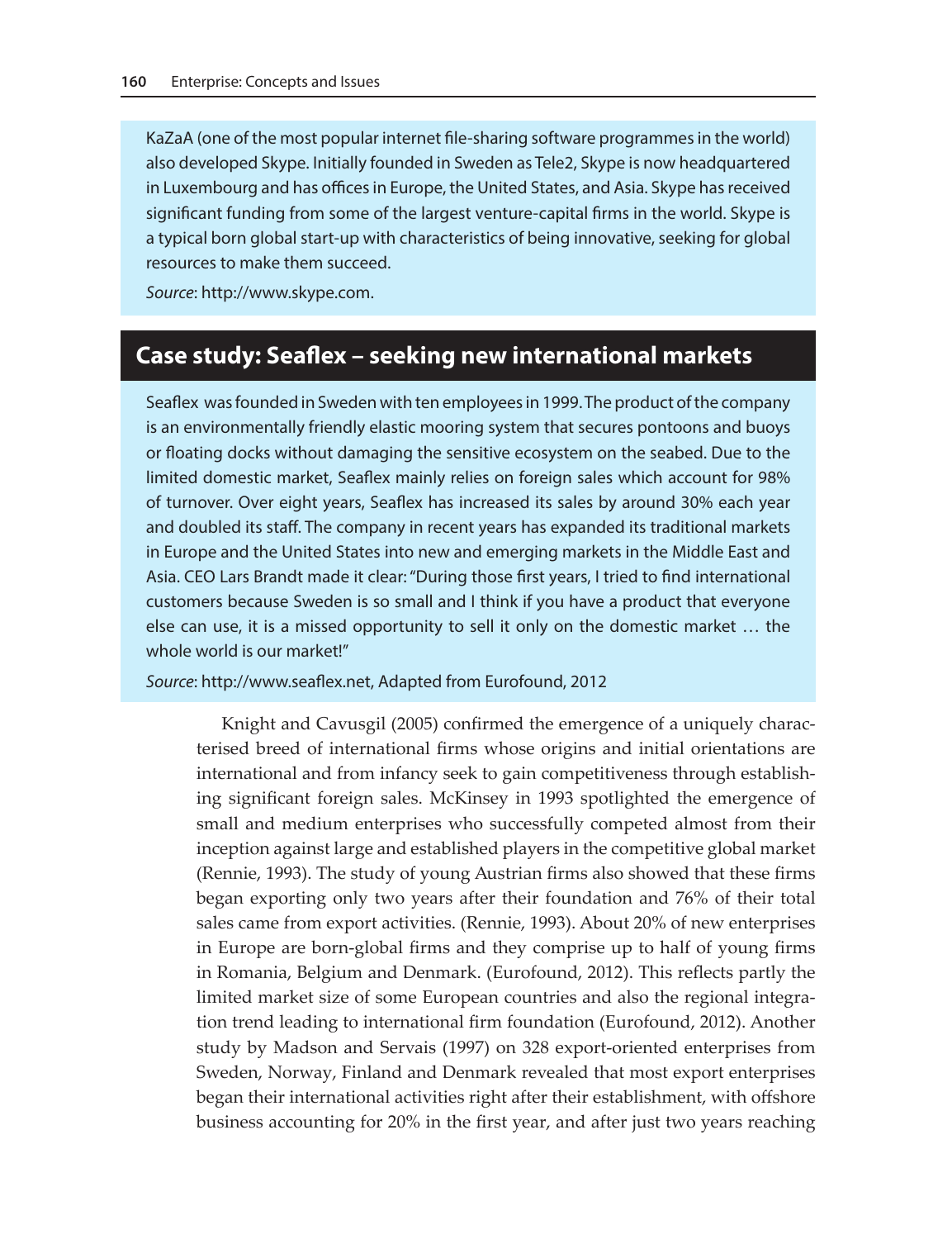KaZaA (one of the most popular internet file-sharing software programmes in the world) also developed Skype. Initially founded in Sweden as Tele2, Skype is now headquartered in Luxembourg and has offices in Europe, the United States, and Asia. Skype has received significant funding from some of the largest venture-capital firms in the world. Skype is a typical born global start-up with characteristics of being innovative, seeking for global resources to make them succeed.

*Source*: http://www.skype.com.

## Case study: Seaflex – seeking new international markets

Seaflex was founded in Sweden with ten employees in 1999. The product of the company is an environmentally friendly elastic mooring system that secures pontoons and buoys or floating docks without damaging the sensitive ecosystem on the seabed. Due to the limited domestic market, Seaflex mainly relies on foreign sales which account for 98% of turnover. Over eight years, Seaflex has increased its sales by around 30% each year and doubled its staff. The company in recent years has expanded its traditional markets in Europe and the United States into new and emerging markets in the Middle East and Asia. CEO Lars Brandt made it clear: "During those first years, I tried to find international customers because Sweden is so small and I think if you have a product that everyone else can use, it is a missed opportunity to sell it only on the domestic market … the whole world is our market!"

*Source*: http://www.seaflex.net, Adapted from Eurofound, 2012

Knight and Cavusgil (2005) confirmed the emergence of a uniquely characterised breed of international firms whose origins and initial orientations are international and from infancy seek to gain competitiveness through establishing significant foreign sales. McKinsey in 1993 spotlighted the emergence of small and medium enterprises who successfully competed almost from their inception against large and established players in the competitive global market (Rennie, 1993). The study of young Austrian firms also showed that these firms began exporting only two years after their foundation and 76% of their total sales came from export activities. (Rennie, 1993). About 20% of new enterprises in Europe are born-global firms and they comprise up to half of young firms in Romania, Belgium and Denmark. (Eurofound, 2012). This reflects partly the limited market size of some European countries and also the regional integration trend leading to international firm foundation (Eurofound, 2012). Another study by Madson and Servais (1997) on 328 export-oriented enterprises from Sweden, Norway, Finland and Denmark revealed that most export enterprises began their international activities right after their establishment, with offshore business accounting for 20% in the first year, and after just two years reaching